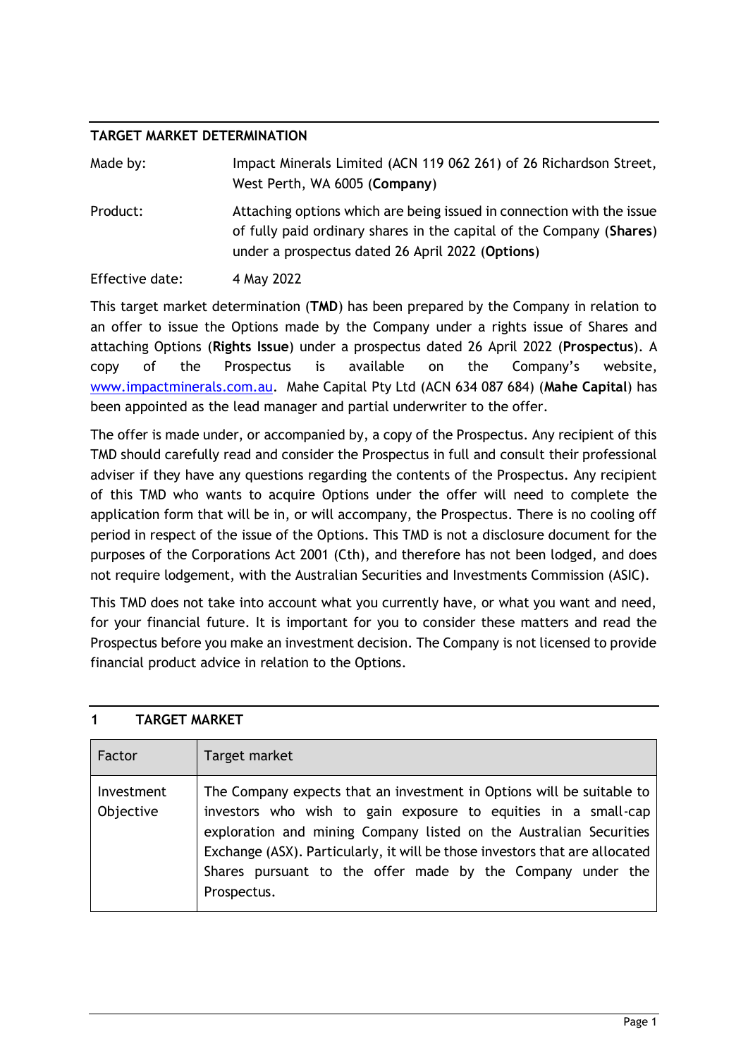## TARGET MARKET DETERMINATION

| | |
|---|---|
| Made by: | Impact Minerals Limited (ACN 119 062 261) of 26 Richardson Street, West Perth, WA 6005 (**Company**) |
| Product: | Attaching options which are being issued in connection with the issue of fully paid ordinary shares in the capital of the Company (**Shares**) under a prospectus dated 26 April 2022 (**Options**) |
| Effective date: | 4 May 2022 |

This target market determination (**TMD**) has been prepared by the Company in relation to an offer to issue the Options made by the Company under a rights issue of Shares and attaching Options (**Rights Issue**) under a prospectus dated 26 April 2022 (**Prospectus**). A copy of the Prospectus is available on the Company's website, www.impactminerals.com.au. Mahe Capital Pty Ltd (ACN 634 087 684) (**Mahe Capital**) has been appointed as the lead manager and partial underwriter to the offer.

The offer is made under, or accompanied by, a copy of the Prospectus. Any recipient of this TMD should carefully read and consider the Prospectus in full and consult their professional adviser if they have any questions regarding the contents of the Prospectus. Any recipient of this TMD who wants to acquire Options under the offer will need to complete the application form that will be in, or will accompany, the Prospectus. There is no cooling off period in respect of the issue of the Options. This TMD is not a disclosure document for the purposes of the Corporations Act 2001 (Cth), and therefore has not been lodged, and does not require lodgement, with the Australian Securities and Investments Commission (ASIC).

This TMD does not take into account what you currently have, or what you want and need, for your financial future. It is important for you to consider these matters and read the Prospectus before you make an investment decision. The Company is not licensed to provide financial product advice in relation to the Options.

## 1 TARGET MARKET

| Factor | Target market |
|---|---|
| Investment Objective | The Company expects that an investment in Options will be suitable to investors who wish to gain exposure to equities in a small-cap exploration and mining Company listed on the Australian Securities Exchange (ASX). Particularly, it will be those investors that are allocated Shares pursuant to the offer made by the Company under the Prospectus. |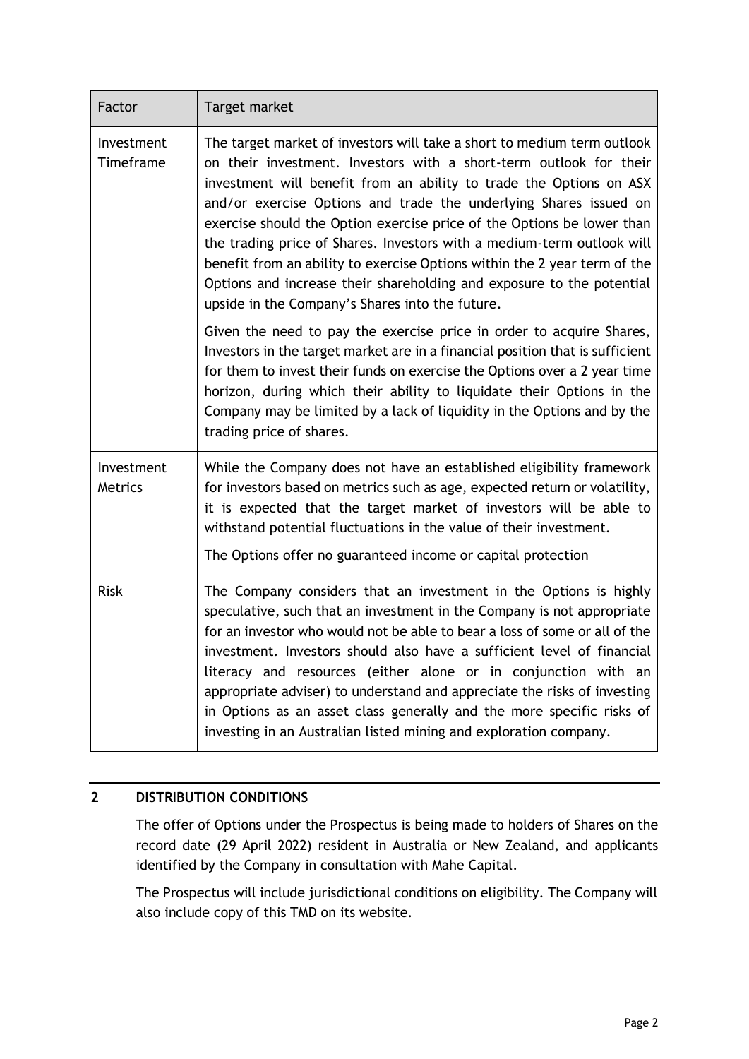| Factor | Target market |
| --- | --- |
| Investment Timeframe | The target market of investors will take a short to medium term outlook on their investment. Investors with a short-term outlook for their investment will benefit from an ability to trade the Options on ASX and/or exercise Options and trade the underlying Shares issued on exercise should the Option exercise price of the Options be lower than the trading price of Shares. Investors with a medium-term outlook will benefit from an ability to exercise Options within the 2 year term of the Options and increase their shareholding and exposure to the potential upside in the Company's Shares into the future.<br><br>Given the need to pay the exercise price in order to acquire Shares, Investors in the target market are in a financial position that is sufficient for them to invest their funds on exercise the Options over a 2 year time horizon, during which their ability to liquidate their Options in the Company may be limited by a lack of liquidity in the Options and by the trading price of shares. |
| Investment Metrics | While the Company does not have an established eligibility framework for investors based on metrics such as age, expected return or volatility, it is expected that the target market of investors will be able to withstand potential fluctuations in the value of their investment.<br><br>The Options offer no guaranteed income or capital protection |
| Risk | The Company considers that an investment in the Options is highly speculative, such that an investment in the Company is not appropriate for an investor who would not be able to bear a loss of some or all of the investment. Investors should also have a sufficient level of financial literacy and resources (either alone or in conjunction with an appropriate adviser) to understand and appreciate the risks of investing in Options as an asset class generally and the more specific risks of investing in an Australian listed mining and exploration company. |

## 2 DISTRIBUTION CONDITIONS

The offer of Options under the Prospectus is being made to holders of Shares on the record date (29 April 2022) resident in Australia or New Zealand, and applicants identified by the Company in consultation with Mahe Capital.

The Prospectus will include jurisdictional conditions on eligibility. The Company will also include copy of this TMD on its website.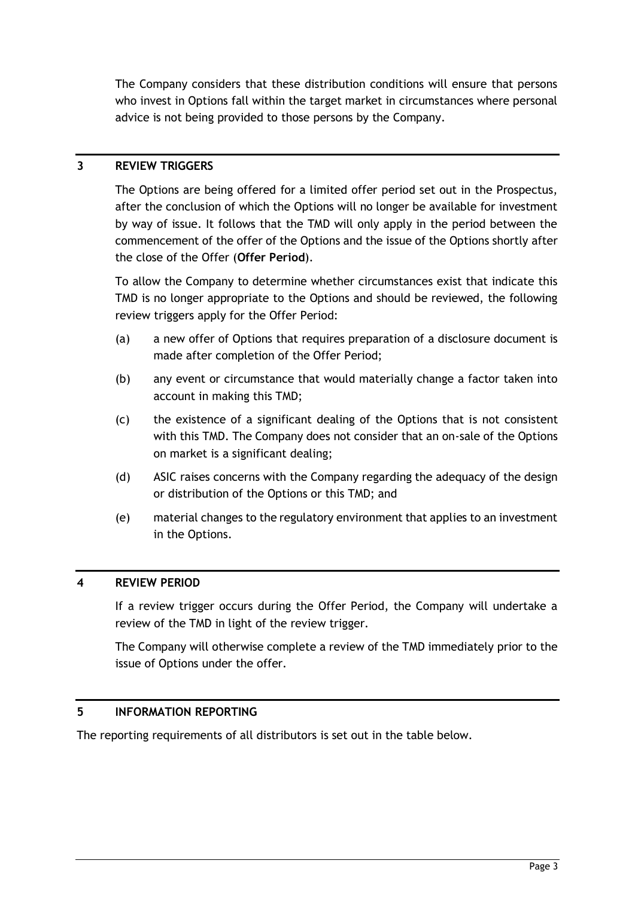The Company considers that these distribution conditions will ensure that persons who invest in Options fall within the target market in circumstances where personal advice is not being provided to those persons by the Company.

## 3 REVIEW TRIGGERS

The Options are being offered for a limited offer period set out in the Prospectus, after the conclusion of which the Options will no longer be available for investment by way of issue. It follows that the TMD will only apply in the period between the commencement of the offer of the Options and the issue of the Options shortly after the close of the Offer (**Offer Period**).

To allow the Company to determine whether circumstances exist that indicate this TMD is no longer appropriate to the Options and should be reviewed, the following review triggers apply for the Offer Period:

(a) a new offer of Options that requires preparation of a disclosure document is made after completion of the Offer Period;

(b) any event or circumstance that would materially change a factor taken into account in making this TMD;

(c) the existence of a significant dealing of the Options that is not consistent with this TMD. The Company does not consider that an on-sale of the Options on market is a significant dealing;

(d) ASIC raises concerns with the Company regarding the adequacy of the design or distribution of the Options or this TMD; and

(e) material changes to the regulatory environment that applies to an investment in the Options.

## 4 REVIEW PERIOD

If a review trigger occurs during the Offer Period, the Company will undertake a review of the TMD in light of the review trigger.

The Company will otherwise complete a review of the TMD immediately prior to the issue of Options under the offer.

## 5 INFORMATION REPORTING

The reporting requirements of all distributors is set out in the table below.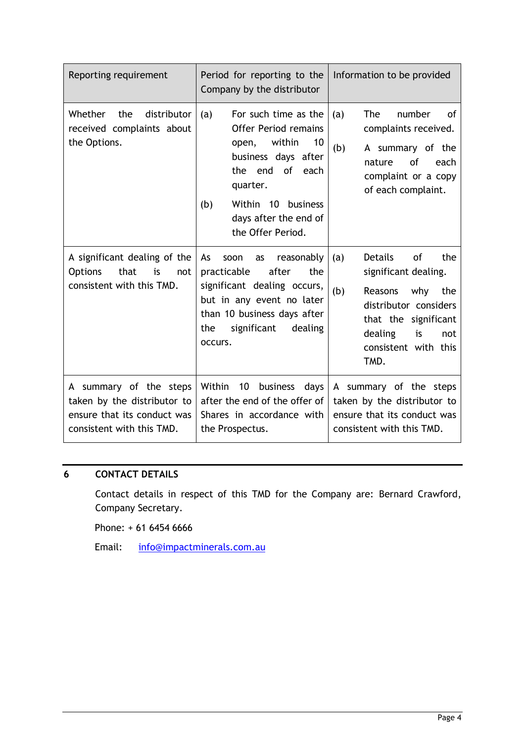| Reporting requirement | Period for reporting to the Company by the distributor | Information to be provided |
|---|---|---|
| Whether the distributor received complaints about the Options. | (a) For such time as the Offer Period remains open, within 10 business days after the end of each quarter.<br>(b) Within 10 business days after the end of the Offer Period. | (a) The number of complaints received.<br>(b) A summary of the nature of each complaint or a copy of each complaint. |
| A significant dealing of the Options that is not consistent with this TMD. | As soon as reasonably practicable after the significant dealing occurs, but in any event no later than 10 business days after the significant dealing occurs. | (a) Details of the significant dealing.<br>(b) Reasons why the distributor considers that the significant dealing is not consistent with this TMD. |
| A summary of the steps taken by the distributor to ensure that its conduct was consistent with this TMD. | Within 10 business days after the end of the offer of Shares in accordance with the Prospectus. | A summary of the steps taken by the distributor to ensure that its conduct was consistent with this TMD. |

## 6 CONTACT DETAILS

Contact details in respect of this TMD for the Company are: Bernard Crawford, Company Secretary.

Phone: + 61 6454 6666

Email: info@impactminerals.com.au